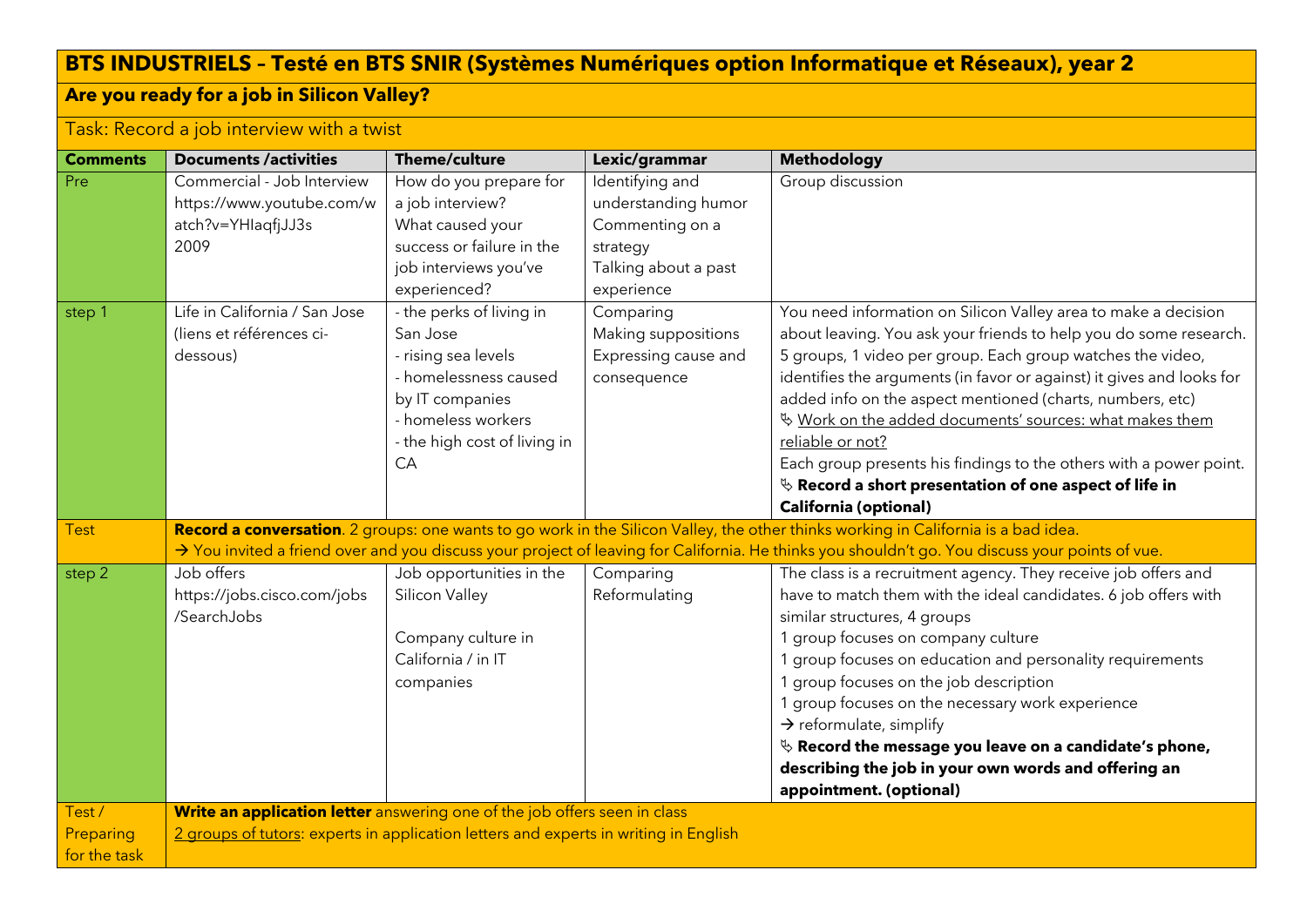## BTS INDUSTRIELS – Testé en BTS SNIR (Systèmes Numériques option Informatique et Réseaux), year 2

### Are you ready for a job in Silicon Valley?

Task: Record a job interview with a twist

| Comments | Documents /activities | Theme/culture | Lexic/grammar | Methodology |
|---|---|---|---|---|
| Pre | Commercial - Job Interview https://www.youtube.com/watch?v=YHIaqfjJJ3s 2009 | How do you prepare for a job interview?<br>What caused your success or failure in the job interviews you've experienced? | Identifying and understanding humor<br>Commenting on a strategy<br>Talking about a past experience | Group discussion |
| step 1 | Life in California / San Jose (liens et références ci-dessous) | - the perks of living in San Jose<br>- rising sea levels<br>- homelessness caused by IT companies<br>- homeless workers<br>- the high cost of living in CA | Comparing<br>Making suppositions<br>Expressing cause and consequence | You need information on Silicon Valley area to make a decision about leaving. You ask your friends to help you do some research. 5 groups, 1 video per group. Each group watches the video, identifies the arguments (in favor or against) it gives and looks for added info on the aspect mentioned (charts, numbers, etc)<br>✎ <u>Work on the added documents' sources: what makes them reliable or not?</u><br>Each group presents his findings to the others with a power point.<br>✎ **Record a short presentation of one aspect of life in California (optional)** |
| Test | **Record a conversation**. 2 groups: one wants to go work in the Silicon Valley, the other thinks working in California is a bad idea.<br>→ You invited a friend over and you discuss your project of leaving for California. He thinks you shouldn't go. You discuss your points of vue. | | | |
| step 2 | Job offers https://jobs.cisco.com/jobs/SearchJobs | Job opportunities in the Silicon Valley<br><br>Company culture in California / in IT companies | Comparing<br>Reformulating | The class is a recruitment agency. They receive job offers and have to match them with the ideal candidates. 6 job offers with similar structures, 4 groups<br>1 group focuses on company culture<br>1 group focuses on education and personality requirements<br>1 group focuses on the job description<br>1 group focuses on the necessary work experience<br>→ reformulate, simplify<br>✎ **Record the message you leave on a candidate's phone, describing the job in your own words and offering an appointment. (optional)** |
| Test / Preparing for the task | **Write an application letter** answering one of the job offers seen in class<br><u>2 groups of tutors</u>: experts in application letters and experts in writing in English | | | |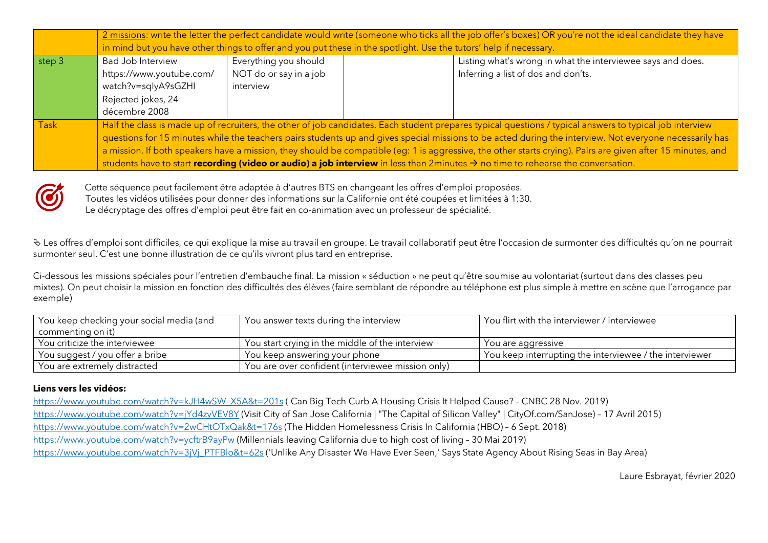| | | | | |
|---|---|---|---|---|
| | 2 missions: write the letter the perfect candidate would write (someone who ticks all the job offer's boxes) OR you're not the ideal candidate they have in mind but you have other things to offer and you put these in the spotlight. Use the tutors' help if necessary. | | | |
| step 3 | Bad Job Interview https://www.youtube.com/watch?v=sqlyA9sGZHI Rejected jokes, 24 décembre 2008 | Everything you should NOT do or say in a job interview | | Listing what's wrong in what the interviewee says and does. Inferring a list of dos and don'ts. |
| Task | Half the class is made up of recruiters, the other of job candidates. Each student prepares typical questions / typical answers to typical job interview questions for 15 minutes while the teachers pairs students up and gives special missions to be acted during the interview. Not everyone necessarily has a mission. If both speakers have a mission, they should be compatible (eg: 1 is aggressive, the other starts crying). Pairs are given after 15 minutes, and students have to start **recording (video or audio) a job interview** in less than 2minutes → no time to rehearse the conversation. | | | |

Cette séquence peut facilement être adaptée à d'autres BTS en changeant les offres d'emploi proposées.
Toutes les vidéos utilisées pour donner des informations sur la Californie ont été coupées et limitées à 1:30.
Le décryptage des offres d'emploi peut être fait en co-animation avec un professeur de spécialité.

✎ Les offres d'emploi sont difficiles, ce qui explique la mise au travail en groupe. Le travail collaboratif peut être l'occasion de surmonter des difficultés qu'on ne pourrait surmonter seul. C'est une bonne illustration de ce qu'ils vivront plus tard en entreprise.

Ci-dessous les missions spéciales pour l'entretien d'embauche final. La mission « séduction » ne peut qu'être soumise au volontariat (surtout dans des classes peu mixtes). On peut choisir la mission en fonction des difficultés des élèves (faire semblant de répondre au téléphone est plus simple à mettre en scène que l'arrogance par exemple)

| | | |
|---|---|---|
| You keep checking your social media (and commenting on it) | You answer texts during the interview | You flirt with the interviewer / interviewee |
| You criticize the interviewee | You start crying in the middle of the interview | You are aggressive |
| You suggest / you offer a bribe | You keep answering your phone | You keep interrupting the interviewee / the interviewer |
| You are extremely distracted | You are over confident (interviewee mission only) | |

**Liens vers les vidéos:**

https://www.youtube.com/watch?v=kJH4wSW_X5A&t=201s ( Can Big Tech Curb A Housing Crisis It Helped Cause? – CNBC 28 Nov. 2019)
https://www.youtube.com/watch?v=jYd4zyVEV8Y (Visit City of San Jose California | "The Capital of Silicon Valley" | CityOf.com/SanJose) – 17 Avril 2015)
https://www.youtube.com/watch?v=2wCHtOTxQak&t=176s (The Hidden Homelessness Crisis In California (HBO) – 6 Sept. 2018)
https://www.youtube.com/watch?v=ycftrB9ayPw (Millennials leaving California due to high cost of living – 30 Mai 2019)
https://www.youtube.com/watch?v=3jVj_PTFBlo&t=62s ('Unlike Any Disaster We Have Ever Seen,' Says State Agency About Rising Seas in Bay Area)

Laure Esbrayat, février 2020